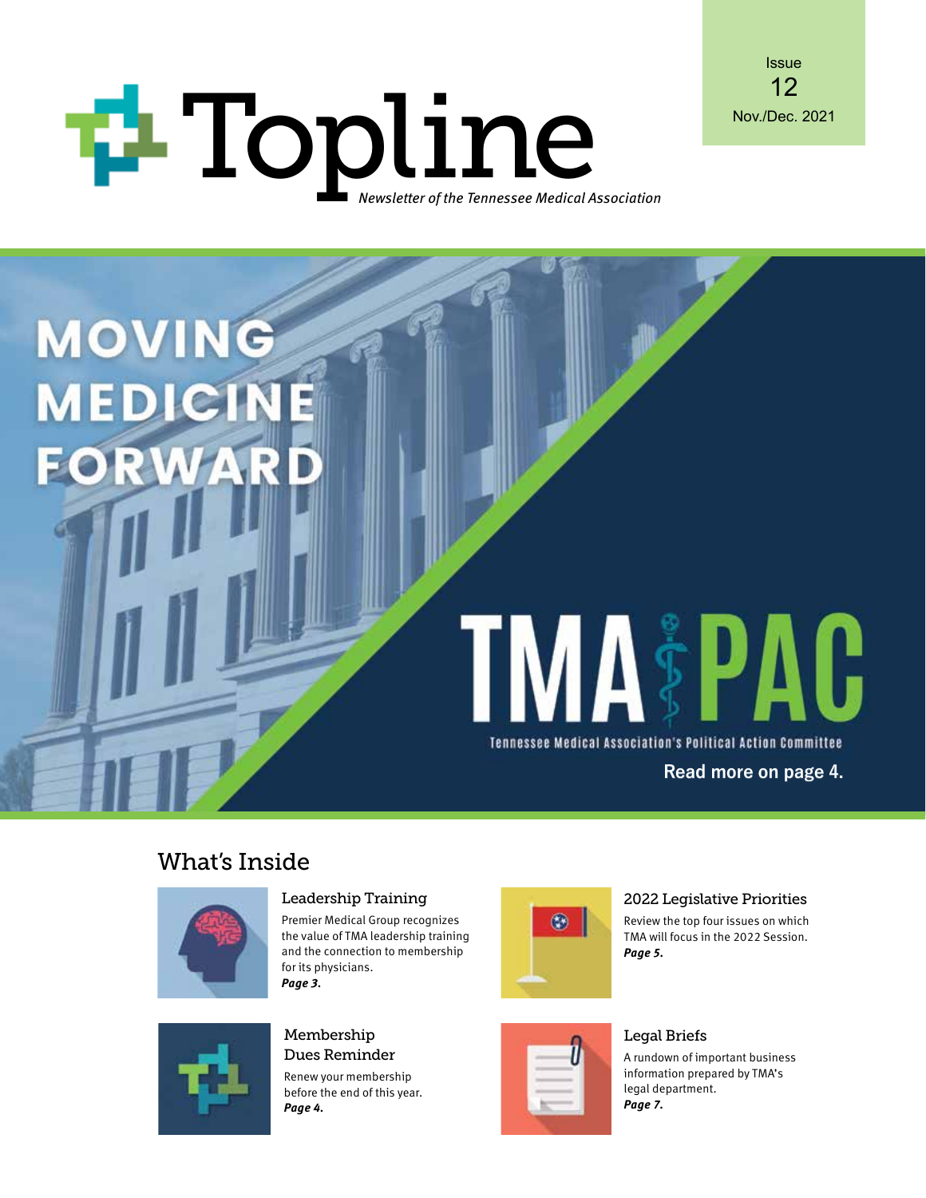# Topline

*Newsletter of the Tennessee Medical Association*

Issue 12
Nov./Dec. 2021

## MOVING MEDICINE FORWARD

**TMA PAC**

Tennessee Medical Association's Political Action Committee

**Read more on page 4.**

## What's Inside

### Leadership Training

Premier Medical Group recognizes the value of TMA leadership training and the connection to membership for its physicians.
***Page 3.***

### 2022 Legislative Priorities

Review the top four issues on which TMA will focus in the 2022 Session.
***Page 5.***

### Membership Dues Reminder

Renew your membership before the end of this year.
***Page 4.***

### Legal Briefs

A rundown of important business information prepared by TMA's legal department.
***Page 7.***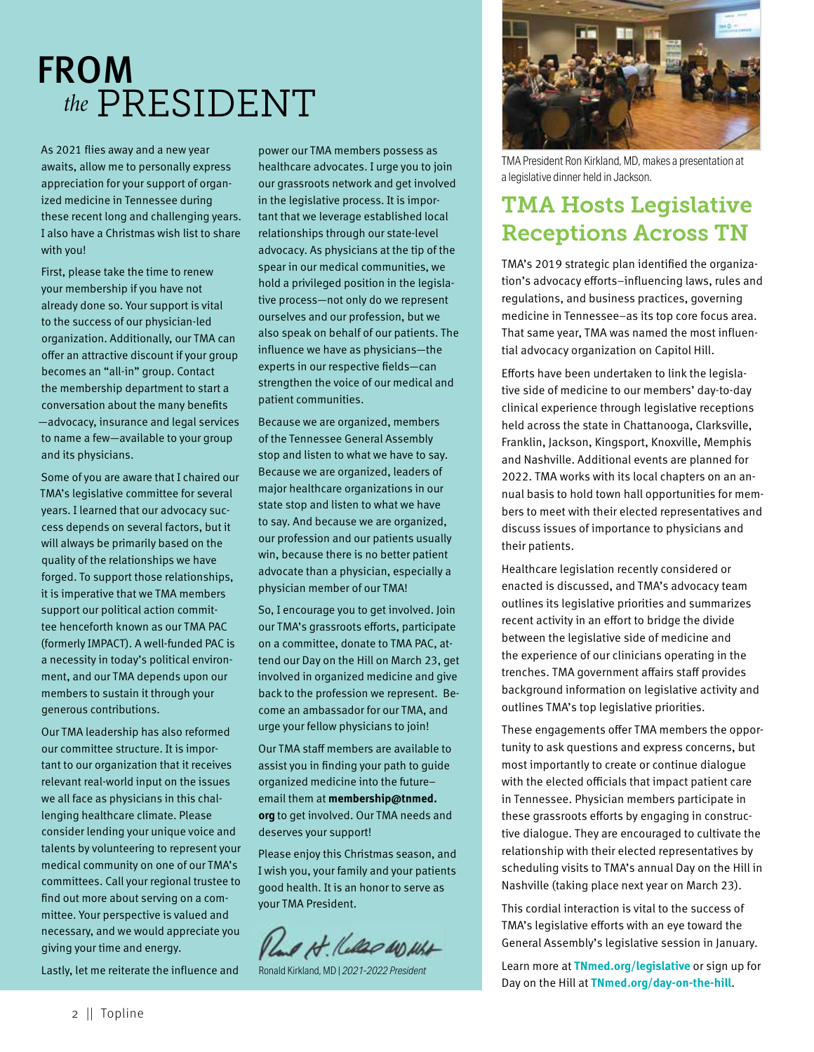# FROM *the* PRESIDENT

As 2021 flies away and a new year awaits, allow me to personally express appreciation for your support of organized medicine in Tennessee during these recent long and challenging years. I also have a Christmas wish list to share with you!

First, please take the time to renew your membership if you have not already done so. Your support is vital to the success of our physician-led organization. Additionally, our TMA can offer an attractive discount if your group becomes an "all-in" group. Contact the membership department to start a conversation about the many benefits—advocacy, insurance and legal services to name a few—available to your group and its physicians.

Some of you are aware that I chaired our TMA's legislative committee for several years. I learned that our advocacy success depends on several factors, but it will always be primarily based on the quality of the relationships we have forged. To support those relationships, it is imperative that we TMA members support our political action committee henceforth known as our TMA PAC (formerly IMPACT). A well-funded PAC is a necessity in today's political environment, and our TMA depends upon our members to sustain it through your generous contributions.

Our TMA leadership has also reformed our committee structure. It is important to our organization that it receives relevant real-world input on the issues we all face as physicians in this challenging healthcare climate. Please consider lending your unique voice and talents by volunteering to represent your medical community on one of our TMA's committees. Call your regional trustee to find out more about serving on a committee. Your perspective is valued and necessary, and we would appreciate you giving your time and energy.

Lastly, let me reiterate the influence and power our TMA members possess as healthcare advocates. I urge you to join our grassroots network and get involved in the legislative process. It is important that we leverage established local relationships through our state-level advocacy. As physicians at the tip of the spear in our medical communities, we hold a privileged position in the legislative process—not only do we represent ourselves and our profession, but we also speak on behalf of our patients. The influence we have as physicians—the experts in our respective fields—can strengthen the voice of our medical and patient communities.

Because we are organized, members of the Tennessee General Assembly stop and listen to what we have to say. Because we are organized, leaders of major healthcare organizations in our state stop and listen to what we have to say. And because we are organized, our profession and our patients usually win, because there is no better patient advocate than a physician, especially a physician member of our TMA!

So, I encourage you to get involved. Join our TMA's grassroots efforts, participate on a committee, donate to TMA PAC, attend our Day on the Hill on March 23, get involved in organized medicine and give back to the profession we represent. Become an ambassador for our TMA, and urge your fellow physicians to join!

Our TMA staff members are available to assist you in finding your path to guide organized medicine into the future–email them at **membership@tnmed.org** to get involved. Our TMA needs and deserves your support!

Please enjoy this Christmas season, and I wish you, your family and your patients good health. It is an honor to serve as your TMA President.

Ronald Kirkland, MD | *2021-2022 President*

TMA President Ron Kirkland, MD, makes a presentation at a legislative dinner held in Jackson.

## TMA Hosts Legislative Receptions Across TN

TMA's 2019 strategic plan identified the organization's advocacy efforts–influencing laws, rules and regulations, and business practices, governing medicine in Tennessee–as its top core focus area. That same year, TMA was named the most influential advocacy organization on Capitol Hill.

Efforts have been undertaken to link the legislative side of medicine to our members' day-to-day clinical experience through legislative receptions held across the state in Chattanooga, Clarksville, Franklin, Jackson, Kingsport, Knoxville, Memphis and Nashville. Additional events are planned for 2022. TMA works with its local chapters on an annual basis to hold town hall opportunities for members to meet with their elected representatives and discuss issues of importance to physicians and their patients.

Healthcare legislation recently considered or enacted is discussed, and TMA's advocacy team outlines its legislative priorities and summarizes recent activity in an effort to bridge the divide between the legislative side of medicine and the experience of our clinicians operating in the trenches. TMA government affairs staff provides background information on legislative activity and outlines TMA's top legislative priorities.

These engagements offer TMA members the opportunity to ask questions and express concerns, but most importantly to create or continue dialogue with the elected officials that impact patient care in Tennessee. Physician members participate in these grassroots efforts by engaging in constructive dialogue. They are encouraged to cultivate the relationship with their elected representatives by scheduling visits to TMA's annual Day on the Hill in Nashville (taking place next year on March 23).

This cordial interaction is vital to the success of TMA's legislative efforts with an eye toward the General Assembly's legislative session in January.

Learn more at **TNmed.org/legislative** or sign up for Day on the Hill at **TNmed.org/day-on-the-hill**.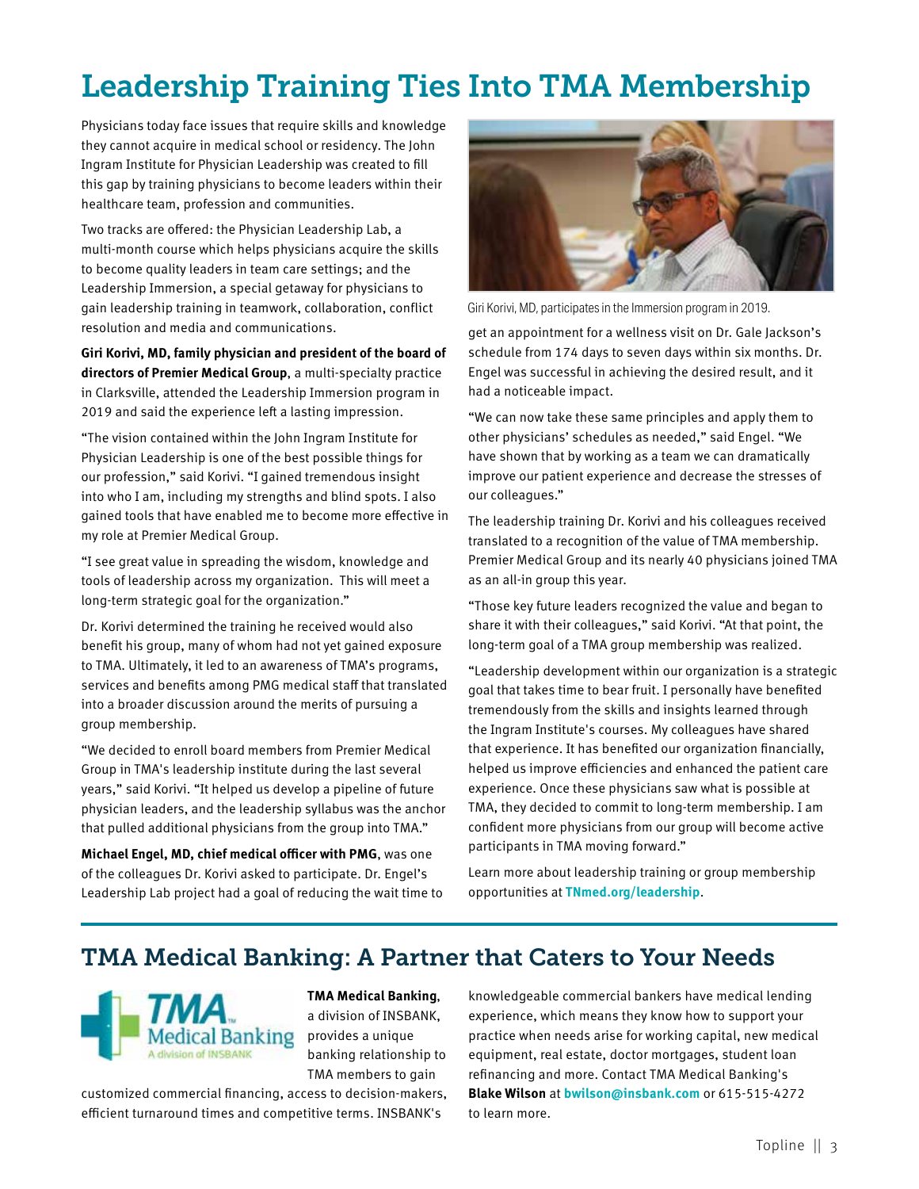# Leadership Training Ties Into TMA Membership

Physicians today face issues that require skills and knowledge they cannot acquire in medical school or residency. The John Ingram Institute for Physician Leadership was created to fill this gap by training physicians to become leaders within their healthcare team, profession and communities.

Two tracks are offered: the Physician Leadership Lab, a multi-month course which helps physicians acquire the skills to become quality leaders in team care settings; and the Leadership Immersion, a special getaway for physicians to gain leadership training in teamwork, collaboration, conflict resolution and media and communications.

**Giri Korivi, MD, family physician and president of the board of directors of Premier Medical Group**, a multi-specialty practice in Clarksville, attended the Leadership Immersion program in 2019 and said the experience left a lasting impression.

"The vision contained within the John Ingram Institute for Physician Leadership is one of the best possible things for our profession," said Korivi. "I gained tremendous insight into who I am, including my strengths and blind spots. I also gained tools that have enabled me to become more effective in my role at Premier Medical Group.

"I see great value in spreading the wisdom, knowledge and tools of leadership across my organization. This will meet a long-term strategic goal for the organization."

Dr. Korivi determined the training he received would also benefit his group, many of whom had not yet gained exposure to TMA. Ultimately, it led to an awareness of TMA's programs, services and benefits among PMG medical staff that translated into a broader discussion around the merits of pursuing a group membership.

"We decided to enroll board members from Premier Medical Group in TMA's leadership institute during the last several years," said Korivi. "It helped us develop a pipeline of future physician leaders, and the leadership syllabus was the anchor that pulled additional physicians from the group into TMA."

**Michael Engel, MD, chief medical officer with PMG**, was one of the colleagues Dr. Korivi asked to participate. Dr. Engel's Leadership Lab project had a goal of reducing the wait time to get an appointment for a wellness visit on Dr. Gale Jackson's schedule from 174 days to seven days within six months. Dr. Engel was successful in achieving the desired result, and it had a noticeable impact.

Giri Korivi, MD, participates in the Immersion program in 2019.

"We can now take these same principles and apply them to other physicians' schedules as needed," said Engel. "We have shown that by working as a team we can dramatically improve our patient experience and decrease the stresses of our colleagues."

The leadership training Dr. Korivi and his colleagues received translated to a recognition of the value of TMA membership. Premier Medical Group and its nearly 40 physicians joined TMA as an all-in group this year.

"Those key future leaders recognized the value and began to share it with their colleagues," said Korivi. "At that point, the long-term goal of a TMA group membership was realized.

"Leadership development within our organization is a strategic goal that takes time to bear fruit. I personally have benefited tremendously from the skills and insights learned through the Ingram Institute's courses. My colleagues have shared that experience. It has benefited our organization financially, helped us improve efficiencies and enhanced the patient care experience. Once these physicians saw what is possible at TMA, they decided to commit to long-term membership. I am confident more physicians from our group will become active participants in TMA moving forward."

Learn more about leadership training or group membership opportunities at **TNmed.org/leadership**.

## TMA Medical Banking: A Partner that Caters to Your Needs

**TMA Medical Banking**, a division of INSBANK, provides a unique banking relationship to TMA members to gain customized commercial financing, access to decision-makers, efficient turnaround times and competitive terms. INSBANK's knowledgeable commercial bankers have medical lending experience, which means they know how to support your practice when needs arise for working capital, new medical equipment, real estate, doctor mortgages, student loan refinancing and more. Contact TMA Medical Banking's **Blake Wilson** at **bwilson@insbank.com** or 615-515-4272 to learn more.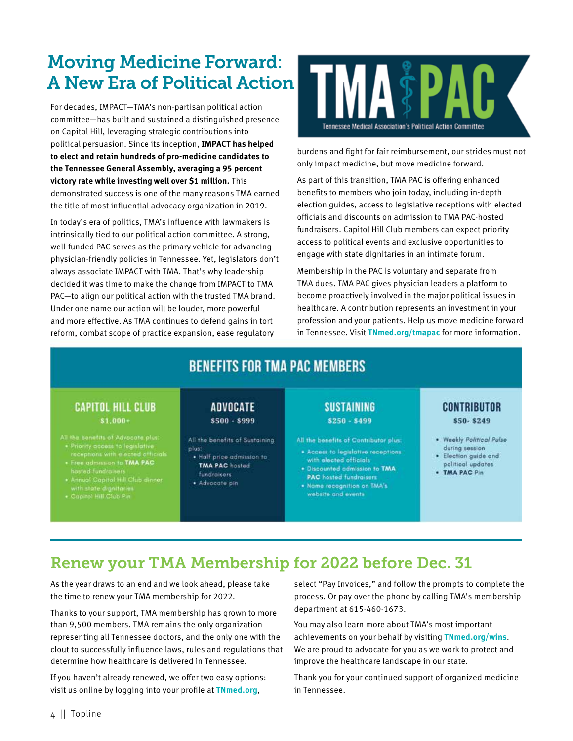# Moving Medicine Forward: A New Era of Political Action

For decades, IMPACT—TMA's non-partisan political action committee—has built and sustained a distinguished presence on Capitol Hill, leveraging strategic contributions into political persuasion. Since its inception, **IMPACT has helped to elect and retain hundreds of pro-medicine candidates to the Tennessee General Assembly, averaging a 95 percent victory rate while investing well over $1 million.** This demonstrated success is one of the many reasons TMA earned the title of most influential advocacy organization in 2019.

In today's era of politics, TMA's influence with lawmakers is intrinsically tied to our political action committee. A strong, well-funded PAC serves as the primary vehicle for advancing physician-friendly policies in Tennessee. Yet, legislators don't always associate IMPACT with TMA. That's why leadership decided it was time to make the change from IMPACT to TMA PAC—to align our political action with the trusted TMA brand. Under one name our action will be louder, more powerful and more effective. As TMA continues to defend gains in tort reform, combat scope of practice expansion, ease regulatory burdens and fight for fair reimbursement, our strides must not only impact medicine, but move medicine forward.

TMA PAC — Tennessee Medical Association's Political Action Committee

As part of this transition, TMA PAC is offering enhanced benefits to members who join today, including in-depth election guides, access to legislative receptions with elected officials and discounts on admission to TMA PAC-hosted fundraisers. Capitol Hill Club members can expect priority access to political events and exclusive opportunities to engage with state dignitaries in an intimate forum.

Membership in the PAC is voluntary and separate from TMA dues. TMA PAC gives physician leaders a platform to become proactively involved in the major political issues in healthcare. A contribution represents an investment in your profession and your patients. Help us move medicine forward in Tennessee. Visit **TNmed.org/tmapac** for more information.

## BENEFITS FOR TMA PAC MEMBERS

### CAPITOL HILL CLUB

**$1,000+**

All the benefits of Advocate plus:

- Priority access to legislative receptions with elected officials
- Free admission to **TMA PAC** hosted fundraisers
- Annual Capitol Hill Club dinner with state dignitaries
- Capitol Hill Club Pin

### ADVOCATE

**$500 - $999**

All the benefits of Sustaining plus:

- Half price admission to **TMA PAC** hosted fundraisers
- Advocate pin

### SUSTAINING

**$250 - $499**

All the benefits of Contributor plus:

- Access to legislative receptions with elected officials
- Discounted admission to **TMA PAC** hosted fundraisers
- Name recognition on TMA's website and events

### CONTRIBUTOR

**$50- $249**

- Weekly *Political Pulse* during session
- Election guide and political updates
- **TMA PAC** Pin

# Renew your TMA Membership for 2022 before Dec. 31

As the year draws to an end and we look ahead, please take the time to renew your TMA membership for 2022.

Thanks to your support, TMA membership has grown to more than 9,500 members. TMA remains the only organization representing all Tennessee doctors, and the only one with the clout to successfully influence laws, rules and regulations that determine how healthcare is delivered in Tennessee.

If you haven't already renewed, we offer two easy options: visit us online by logging into your profile at **TNmed.org**, select "Pay Invoices," and follow the prompts to complete the process. Or pay over the phone by calling TMA's membership department at 615-460-1673.

You may also learn more about TMA's most important achievements on your behalf by visiting **TNmed.org/wins**. We are proud to advocate for you as we work to protect and improve the healthcare landscape in our state.

Thank you for your continued support of organized medicine in Tennessee.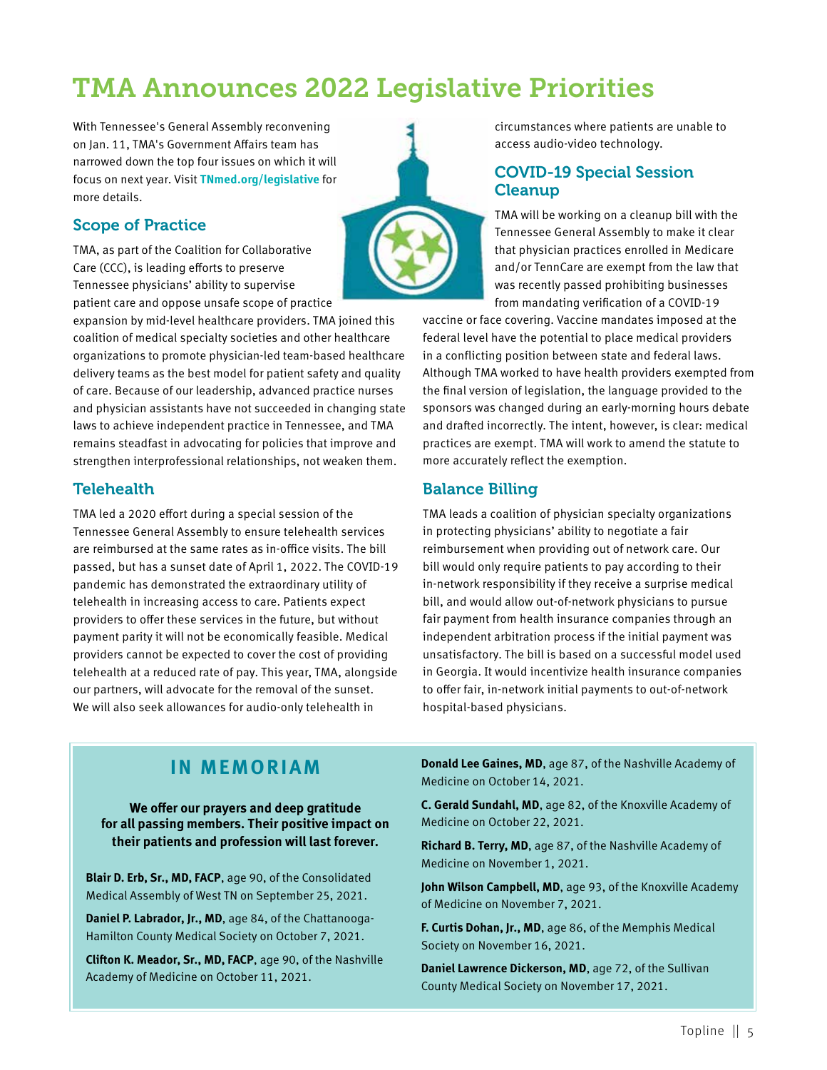# TMA Announces 2022 Legislative Priorities

With Tennessee's General Assembly reconvening on Jan. 11, TMA's Government Affairs team has narrowed down the top four issues on which it will focus on next year. Visit **TNmed.org/legislative** for more details.

## Scope of Practice

TMA, as part of the Coalition for Collaborative Care (CCC), is leading efforts to preserve Tennessee physicians' ability to supervise patient care and oppose unsafe scope of practice expansion by mid-level healthcare providers. TMA joined this coalition of medical specialty societies and other healthcare organizations to promote physician-led team-based healthcare delivery teams as the best model for patient safety and quality of care. Because of our leadership, advanced practice nurses and physician assistants have not succeeded in changing state laws to achieve independent practice in Tennessee, and TMA remains steadfast in advocating for policies that improve and strengthen interprofessional relationships, not weaken them.

## Telehealth

TMA led a 2020 effort during a special session of the Tennessee General Assembly to ensure telehealth services are reimbursed at the same rates as in-office visits. The bill passed, but has a sunset date of April 1, 2022. The COVID-19 pandemic has demonstrated the extraordinary utility of telehealth in increasing access to care. Patients expect providers to offer these services in the future, but without payment parity it will not be economically feasible. Medical providers cannot be expected to cover the cost of providing telehealth at a reduced rate of pay. This year, TMA, alongside our partners, will advocate for the removal of the sunset. We will also seek allowances for audio-only telehealth in circumstances where patients are unable to access audio-video technology.

## COVID-19 Special Session Cleanup

TMA will be working on a cleanup bill with the Tennessee General Assembly to make it clear that physician practices enrolled in Medicare and/or TennCare are exempt from the law that was recently passed prohibiting businesses from mandating verification of a COVID-19 vaccine or face covering. Vaccine mandates imposed at the federal level have the potential to place medical providers in a conflicting position between state and federal laws. Although TMA worked to have health providers exempted from the final version of legislation, the language provided to the sponsors was changed during an early-morning hours debate and drafted incorrectly. The intent, however, is clear: medical practices are exempt. TMA will work to amend the statute to more accurately reflect the exemption.

## Balance Billing

TMA leads a coalition of physician specialty organizations in protecting physicians' ability to negotiate a fair reimbursement when providing out of network care. Our bill would only require patients to pay according to their in-network responsibility if they receive a surprise medical bill, and would allow out-of-network physicians to pursue fair payment from health insurance companies through an independent arbitration process if the initial payment was unsatisfactory. The bill is based on a successful model used in Georgia. It would incentivize health insurance companies to offer fair, in-network initial payments to out-of-network hospital-based physicians.

## IN MEMORIAM

**We offer our prayers and deep gratitude for all passing members. Their positive impact on their patients and profession will last forever.**

**Blair D. Erb, Sr., MD, FACP**, age 90, of the Consolidated Medical Assembly of West TN on September 25, 2021.

**Daniel P. Labrador, Jr., MD**, age 84, of the Chattanooga-Hamilton County Medical Society on October 7, 2021.

**Clifton K. Meador, Sr., MD, FACP**, age 90, of the Nashville Academy of Medicine on October 11, 2021.

**Donald Lee Gaines, MD**, age 87, of the Nashville Academy of Medicine on October 14, 2021.

**C. Gerald Sundahl, MD**, age 82, of the Knoxville Academy of Medicine on October 22, 2021.

**Richard B. Terry, MD**, age 87, of the Nashville Academy of Medicine on November 1, 2021.

**John Wilson Campbell, MD**, age 93, of the Knoxville Academy of Medicine on November 7, 2021.

**F. Curtis Dohan, Jr., MD**, age 86, of the Memphis Medical Society on November 16, 2021.

**Daniel Lawrence Dickerson, MD**, age 72, of the Sullivan County Medical Society on November 17, 2021.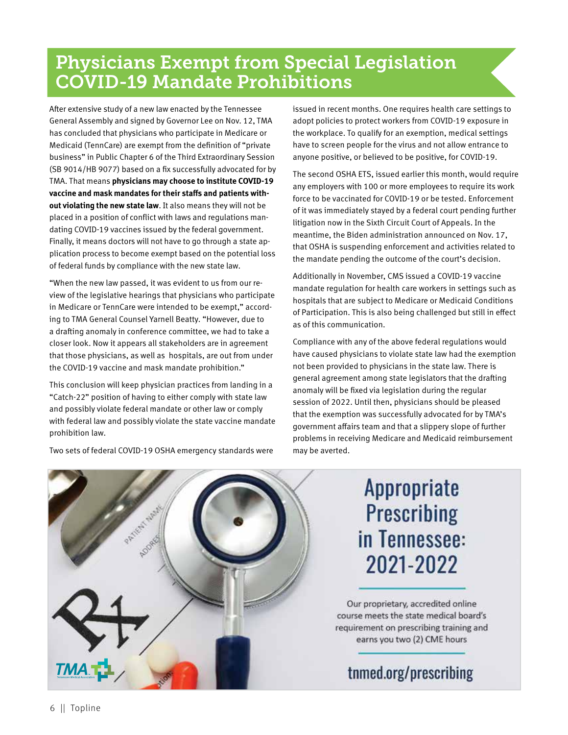# Physicians Exempt from Special Legislation COVID-19 Mandate Prohibitions

After extensive study of a new law enacted by the Tennessee General Assembly and signed by Governor Lee on Nov. 12, TMA has concluded that physicians who participate in Medicare or Medicaid (TennCare) are exempt from the definition of "private business" in Public Chapter 6 of the Third Extraordinary Session (SB 9014/HB 9077) based on a fix successfully advocated for by TMA. That means **physicians may choose to institute COVID-19 vaccine and mask mandates for their staffs and patients without violating the new state law**. It also means they will not be placed in a position of conflict with laws and regulations mandating COVID-19 vaccines issued by the federal government. Finally, it means doctors will not have to go through a state application process to become exempt based on the potential loss of federal funds by compliance with the new state law.

"When the new law passed, it was evident to us from our review of the legislative hearings that physicians who participate in Medicare or TennCare were intended to be exempt," according to TMA General Counsel Yarnell Beatty. "However, due to a drafting anomaly in conference committee, we had to take a closer look. Now it appears all stakeholders are in agreement that those physicians, as well as hospitals, are out from under the COVID-19 vaccine and mask mandate prohibition."

This conclusion will keep physician practices from landing in a "Catch-22" position of having to either comply with state law and possibly violate federal mandate or other law or comply with federal law and possibly violate the state vaccine mandate prohibition law.

Two sets of federal COVID-19 OSHA emergency standards were issued in recent months. One requires health care settings to adopt policies to protect workers from COVID-19 exposure in the workplace. To qualify for an exemption, medical settings have to screen people for the virus and not allow entrance to anyone positive, or believed to be positive, for COVID-19.

The second OSHA ETS, issued earlier this month, would require any employers with 100 or more employees to require its work force to be vaccinated for COVID-19 or be tested. Enforcement of it was immediately stayed by a federal court pending further litigation now in the Sixth Circuit Court of Appeals. In the meantime, the Biden administration announced on Nov. 17, that OSHA is suspending enforcement and activities related to the mandate pending the outcome of the court's decision.

Additionally in November, CMS issued a COVID-19 vaccine mandate regulation for health care workers in settings such as hospitals that are subject to Medicare or Medicaid Conditions of Participation. This is also being challenged but still in effect as of this communication.

Compliance with any of the above federal regulations would have caused physicians to violate state law had the exemption not been provided to physicians in the state law. There is general agreement among state legislators that the drafting anomaly will be fixed via legislation during the regular session of 2022. Until then, physicians should be pleased that the exemption was successfully advocated for by TMA's government affairs team and that a slippery slope of further problems in receiving Medicare and Medicaid reimbursement may be averted.

## Appropriate Prescribing in Tennessee: 2021-2022

Our proprietary, accredited online course meets the state medical board's requirement on prescribing training and earns you two (2) CME hours

tnmed.org/prescribing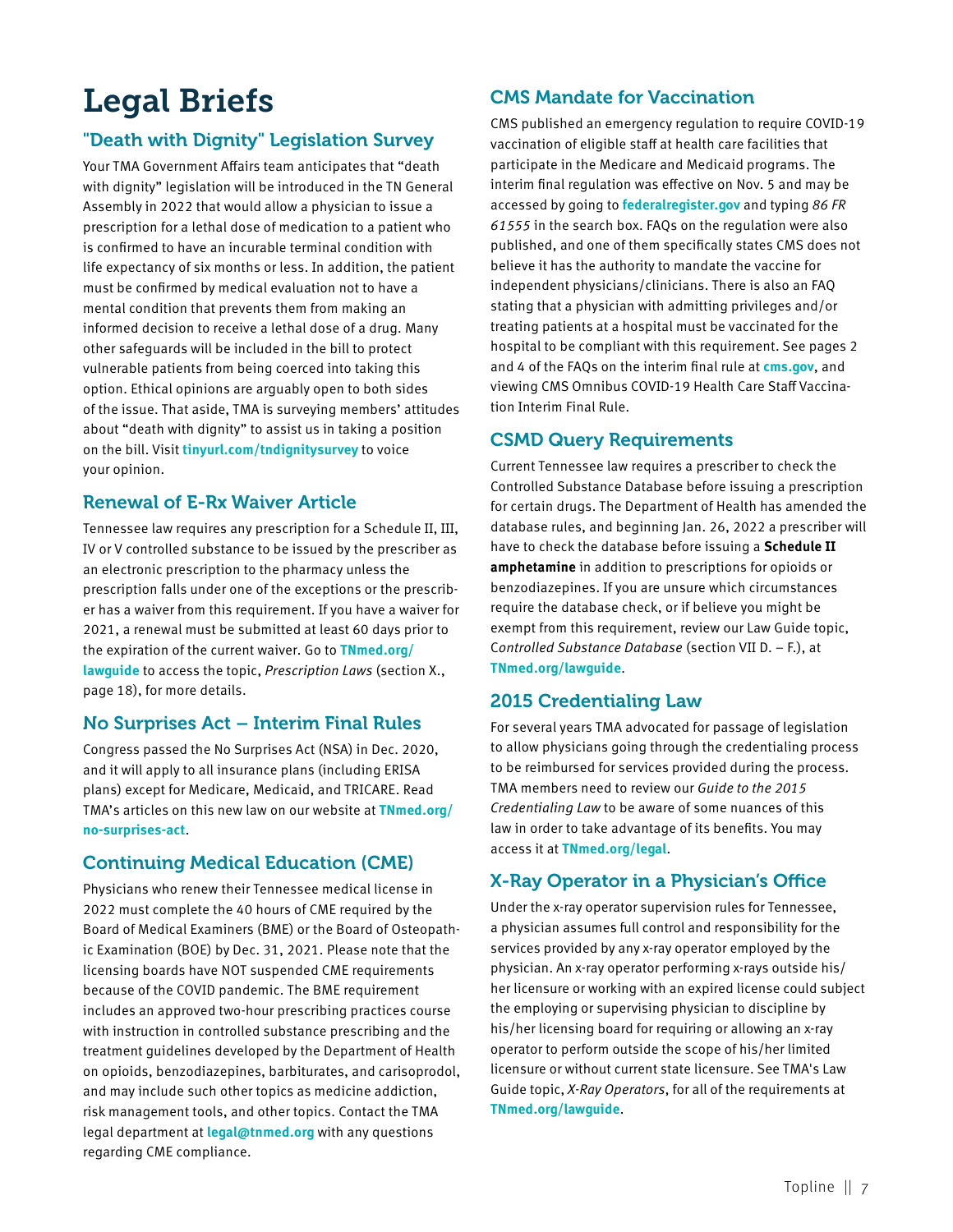# Legal Briefs

## "Death with Dignity" Legislation Survey

Your TMA Government Affairs team anticipates that “death with dignity” legislation will be introduced in the TN General Assembly in 2022 that would allow a physician to issue a prescription for a lethal dose of medication to a patient who is confirmed to have an incurable terminal condition with life expectancy of six months or less. In addition, the patient must be confirmed by medical evaluation not to have a mental condition that prevents them from making an informed decision to receive a lethal dose of a drug. Many other safeguards will be included in the bill to protect vulnerable patients from being coerced into taking this option. Ethical opinions are arguably open to both sides of the issue. That aside, TMA is surveying members’ attitudes about “death with dignity” to assist us in taking a position on the bill. Visit **tinyurl.com/tndignitysurvey** to voice your opinion.

## Renewal of E-Rx Waiver Article

Tennessee law requires any prescription for a Schedule II, III, IV or V controlled substance to be issued by the prescriber as an electronic prescription to the pharmacy unless the prescription falls under one of the exceptions or the prescriber has a waiver from this requirement. If you have a waiver for 2021, a renewal must be submitted at least 60 days prior to the expiration of the current waiver. Go to **TNmed.org/lawguide** to access the topic, *Prescription Laws* (section X., page 18), for more details.

## No Surprises Act – Interim Final Rules

Congress passed the No Surprises Act (NSA) in Dec. 2020, and it will apply to all insurance plans (including ERISA plans) except for Medicare, Medicaid, and TRICARE. Read TMA’s articles on this new law on our website at **TNmed.org/no-surprises-act**.

## Continuing Medical Education (CME)

Physicians who renew their Tennessee medical license in 2022 must complete the 40 hours of CME required by the Board of Medical Examiners (BME) or the Board of Osteopathic Examination (BOE) by Dec. 31, 2021. Please note that the licensing boards have NOT suspended CME requirements because of the COVID pandemic. The BME requirement includes an approved two-hour prescribing practices course with instruction in controlled substance prescribing and the treatment guidelines developed by the Department of Health on opioids, benzodiazepines, barbiturates, and carisoprodol, and may include such other topics as medicine addiction, risk management tools, and other topics. Contact the TMA legal department at **legal@tnmed.org** with any questions regarding CME compliance.

## CMS Mandate for Vaccination

CMS published an emergency regulation to require COVID-19 vaccination of eligible staff at health care facilities that participate in the Medicare and Medicaid programs. The interim final regulation was effective on Nov. 5 and may be accessed by going to **federalregister.gov** and typing *86 FR 61555* in the search box. FAQs on the regulation were also published, and one of them specifically states CMS does not believe it has the authority to mandate the vaccine for independent physicians/clinicians. There is also an FAQ stating that a physician with admitting privileges and/or treating patients at a hospital must be vaccinated for the hospital to be compliant with this requirement. See pages 2 and 4 of the FAQs on the interim final rule at **cms.gov**, and viewing CMS Omnibus COVID-19 Health Care Staff Vaccination Interim Final Rule.

## CSMD Query Requirements

Current Tennessee law requires a prescriber to check the Controlled Substance Database before issuing a prescription for certain drugs. The Department of Health has amended the database rules, and beginning Jan. 26, 2022 a prescriber will have to check the database before issuing a **Schedule II amphetamine** in addition to prescriptions for opioids or benzodiazepines. If you are unsure which circumstances require the database check, or if believe you might be exempt from this requirement, review our Law Guide topic, *Controlled Substance Database* (section VII D. – F.), at **TNmed.org/lawguide**.

## 2015 Credentialing Law

For several years TMA advocated for passage of legislation to allow physicians going through the credentialing process to be reimbursed for services provided during the process. TMA members need to review our *Guide to the 2015 Credentialing Law* to be aware of some nuances of this law in order to take advantage of its benefits. You may access it at **TNmed.org/legal**.

## X-Ray Operator in a Physician's Office

Under the x-ray operator supervision rules for Tennessee, a physician assumes full control and responsibility for the services provided by any x-ray operator employed by the physician. An x-ray operator performing x-rays outside his/her licensure or working with an expired license could subject the employing or supervising physician to discipline by his/her licensing board for requiring or allowing an x-ray operator to perform outside the scope of his/her limited licensure or without current state licensure. See TMA's Law Guide topic, *X-Ray Operators*, for all of the requirements at **TNmed.org/lawguide**.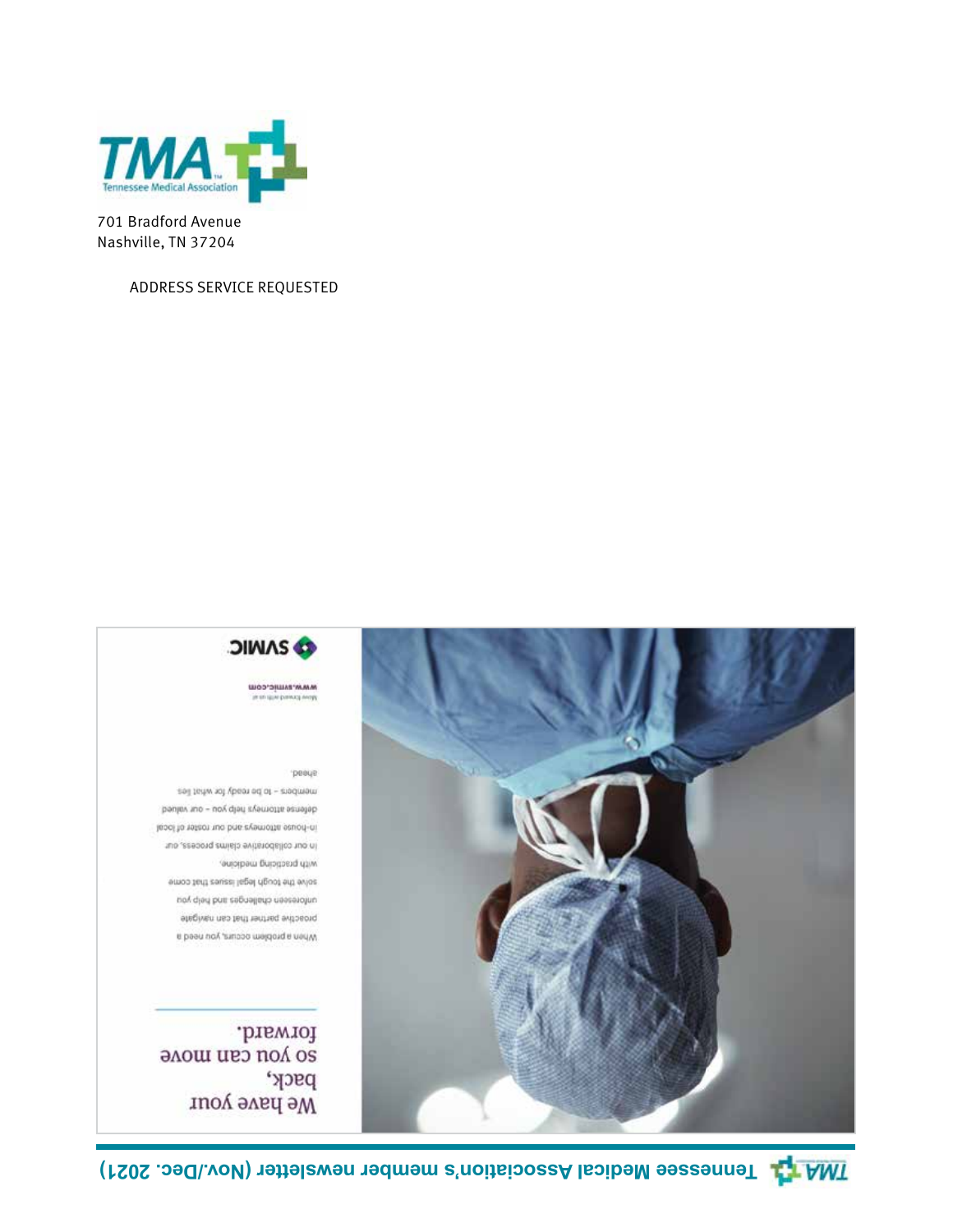701 Bradford Avenue
Nashville, TN 37204

ADDRESS SERVICE REQUESTED

We have your back, so you can move forward.

When a problem occurs, you need a proactive partner that can navigate unforeseen challenges and help you solve the tough legal issues that come with practicing medicine.

In our collaborative claims process, our in-house attorneys and our roster of local defense attorneys help you – our valued members – to be ready for what lies ahead.

Move forward with us at www.svmic.com

SVMIC

Tennessee Medical Association's member newsletter (Nov./Dec. 2021)